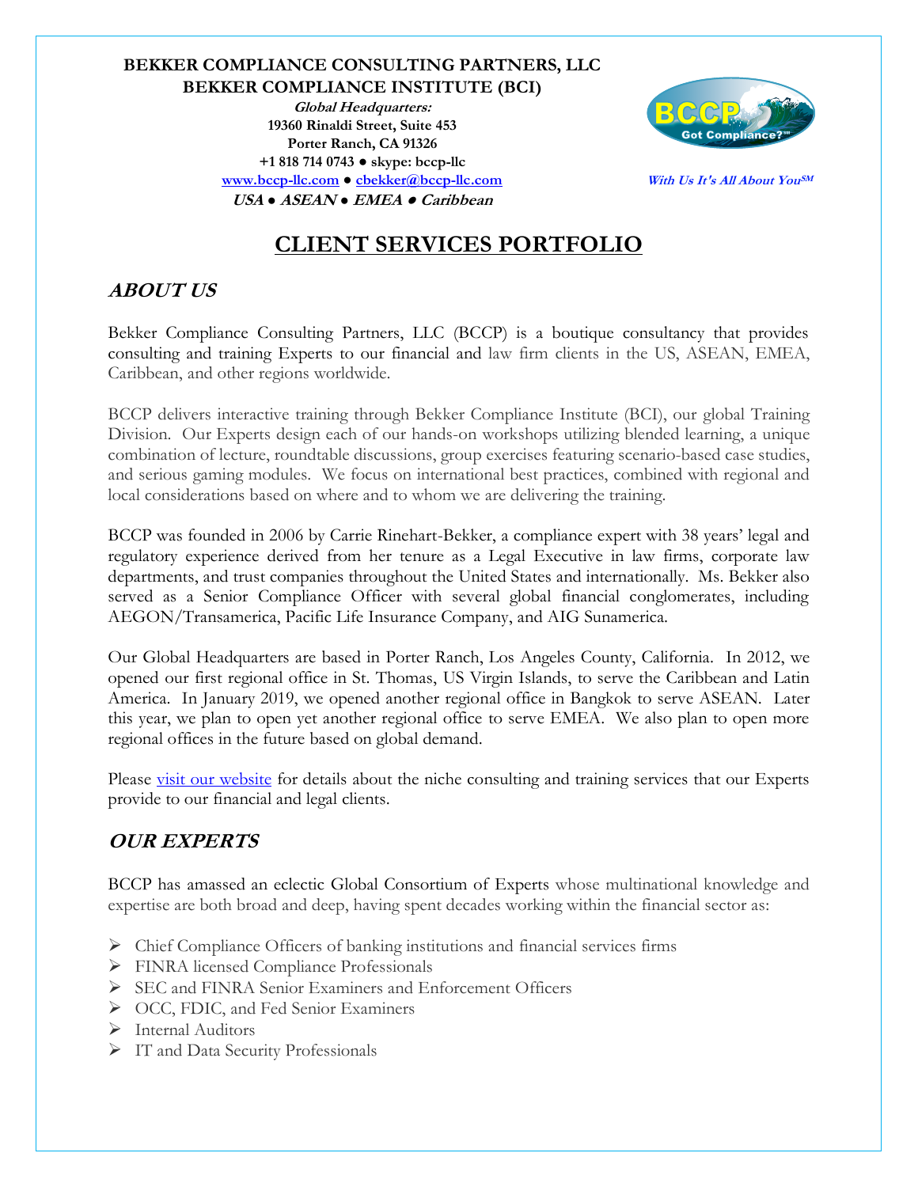**BEKKER COMPLIANCE CONSULTING PARTNERS, LLC**
**BEKKER COMPLIANCE INSTITUTE (BCI)**

***Global Headquarters:***
**19360 Rinaldi Street, Suite 453**
**Porter Ranch, CA 91326**
**+1 818 714 0743 ● skype: bccp-llc**
**www.bccp-llc.com ● cbekker@bccp-llc.com**
***USA ● ASEAN ● EMEA ● Caribbean***

*With Us It's All About You℠*

# CLIENT SERVICES PORTFOLIO

## *ABOUT US*

Bekker Compliance Consulting Partners, LLC (BCCP) is a boutique consultancy that provides consulting and training Experts to our financial and law firm clients in the US, ASEAN, EMEA, Caribbean, and other regions worldwide.

BCCP delivers interactive training through Bekker Compliance Institute (BCI), our global Training Division. Our Experts design each of our hands-on workshops utilizing blended learning, a unique combination of lecture, roundtable discussions, group exercises featuring scenario-based case studies, and serious gaming modules. We focus on international best practices, combined with regional and local considerations based on where and to whom we are delivering the training.

BCCP was founded in 2006 by Carrie Rinehart-Bekker, a compliance expert with 38 years' legal and regulatory experience derived from her tenure as a Legal Executive in law firms, corporate law departments, and trust companies throughout the United States and internationally. Ms. Bekker also served as a Senior Compliance Officer with several global financial conglomerates, including AEGON/Transamerica, Pacific Life Insurance Company, and AIG Sunamerica.

Our Global Headquarters are based in Porter Ranch, Los Angeles County, California. In 2012, we opened our first regional office in St. Thomas, US Virgin Islands, to serve the Caribbean and Latin America. In January 2019, we opened another regional office in Bangkok to serve ASEAN. Later this year, we plan to open yet another regional office to serve EMEA. We also plan to open more regional offices in the future based on global demand.

Please visit our website for details about the niche consulting and training services that our Experts provide to our financial and legal clients.

## *OUR EXPERTS*

BCCP has amassed an eclectic Global Consortium of Experts whose multinational knowledge and expertise are both broad and deep, having spent decades working within the financial sector as:

- Chief Compliance Officers of banking institutions and financial services firms
- FINRA licensed Compliance Professionals
- SEC and FINRA Senior Examiners and Enforcement Officers
- OCC, FDIC, and Fed Senior Examiners
- Internal Auditors
- IT and Data Security Professionals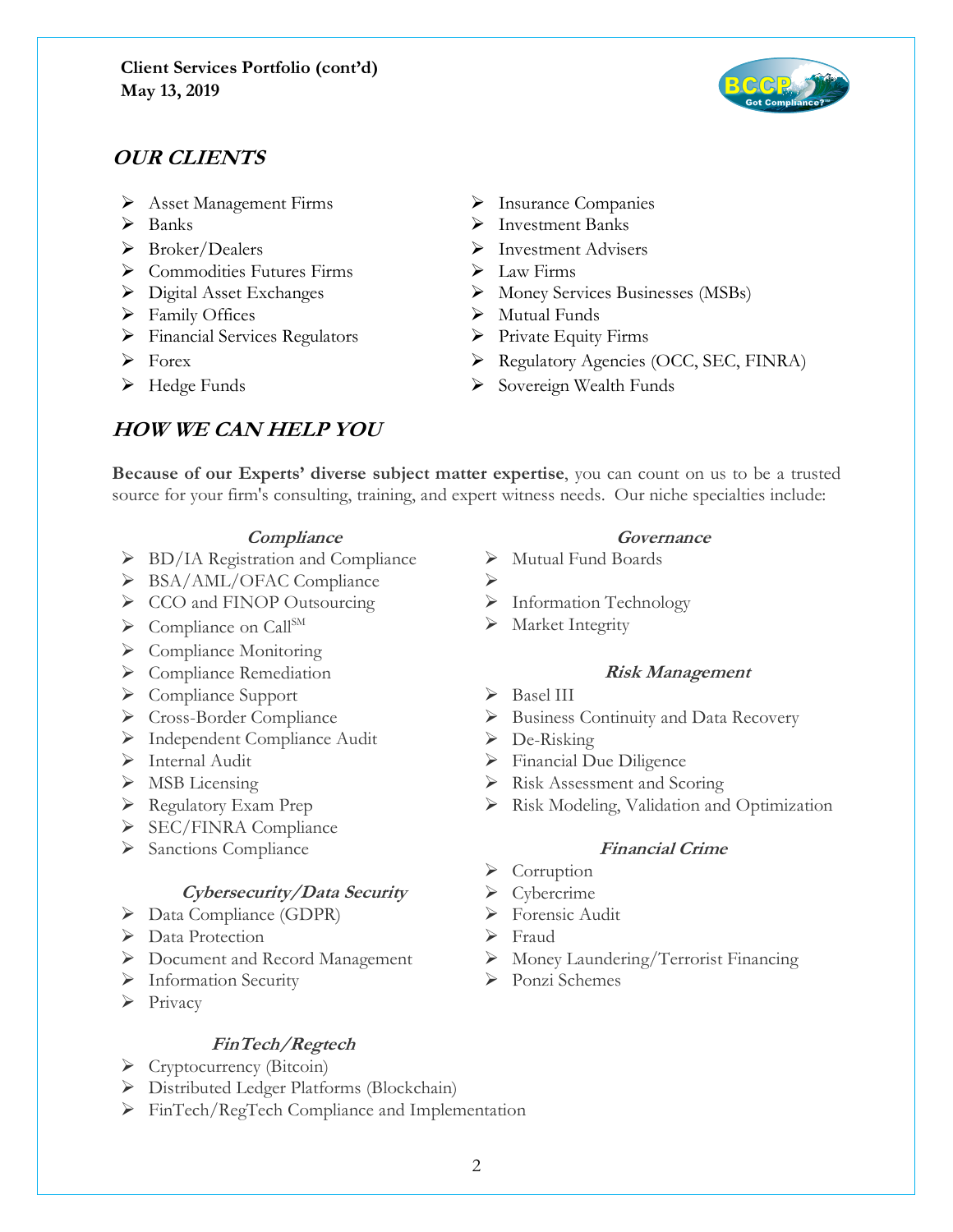**Client Services Portfolio (cont'd)**
**May 13, 2019**

## *OUR CLIENTS*

- Asset Management Firms
- Banks
- Broker/Dealers
- Commodities Futures Firms
- Digital Asset Exchanges
- Family Offices
- Financial Services Regulators
- Forex
- Hedge Funds
- Insurance Companies
- Investment Banks
- Investment Advisers
- Law Firms
- Money Services Businesses (MSBs)
- Mutual Funds
- Private Equity Firms
- Regulatory Agencies (OCC, SEC, FINRA)
- Sovereign Wealth Funds

## *HOW WE CAN HELP YOU*

**Because of our Experts' diverse subject matter expertise**, you can count on us to be a trusted source for your firm's consulting, training, and expert witness needs. Our niche specialties include:

### *Compliance*

- BD/IA Registration and Compliance
- BSA/AML/OFAC Compliance
- CCO and FINOP Outsourcing
- Compliance on Call[SM]
- Compliance Monitoring
- Compliance Remediation
- Compliance Support
- Cross-Border Compliance
- Independent Compliance Audit
- Internal Audit
- MSB Licensing
- Regulatory Exam Prep
- SEC/FINRA Compliance
- Sanctions Compliance

### *Cybersecurity/Data Security*

- Data Compliance (GDPR)
- Data Protection
- Document and Record Management
- Information Security
- Privacy

### *FinTech/Regtech*

- Cryptocurrency (Bitcoin)
- Distributed Ledger Platforms (Blockchain)
- FinTech/RegTech Compliance and Implementation

### *Governance*

- Mutual Fund Boards
- 
- Information Technology
- Market Integrity

### *Risk Management*

- Basel III
- Business Continuity and Data Recovery
- De-Risking
- Financial Due Diligence
- Risk Assessment and Scoring
- Risk Modeling, Validation and Optimization

### *Financial Crime*

- Corruption
- Cybercrime
- Forensic Audit
- Fraud
- Money Laundering/Terrorist Financing
- Ponzi Schemes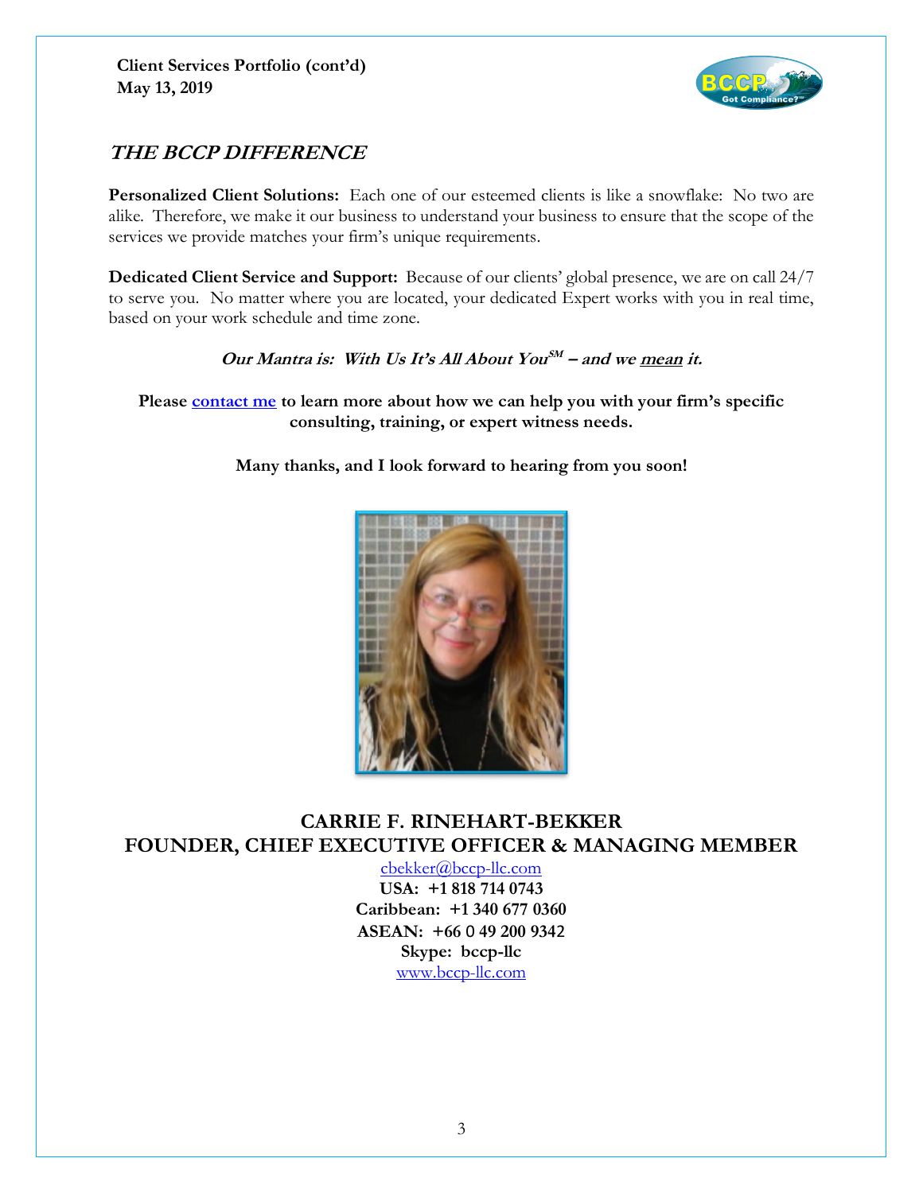## *THE BCCP DIFFERENCE*

**Personalized Client Solutions:** Each one of our esteemed clients is like a snowflake: No two are alike. Therefore, we make it our business to understand your business to ensure that the scope of the services we provide matches your firm's unique requirements.

**Dedicated Client Service and Support:** Because of our clients' global presence, we are on call 24/7 to serve you. No matter where you are located, your dedicated Expert works with you in real time, based on your work schedule and time zone.

***Our Mantra is: With Us It's All About You℠ – and we mean it.***

**Please contact me to learn more about how we can help you with your firm's specific consulting, training, or expert witness needs.**

**Many thanks, and I look forward to hearing from you soon!**

**CARRIE F. RINEHART-BEKKER**
**FOUNDER, CHIEF EXECUTIVE OFFICER & MANAGING MEMBER**

cbekker@bccp-llc.com
**USA: +1 818 714 0743**
**Caribbean: +1 340 677 0360**
**ASEAN: +66 0 49 200 9342**
**Skype: bccp-llc**
www.bccp-llc.com